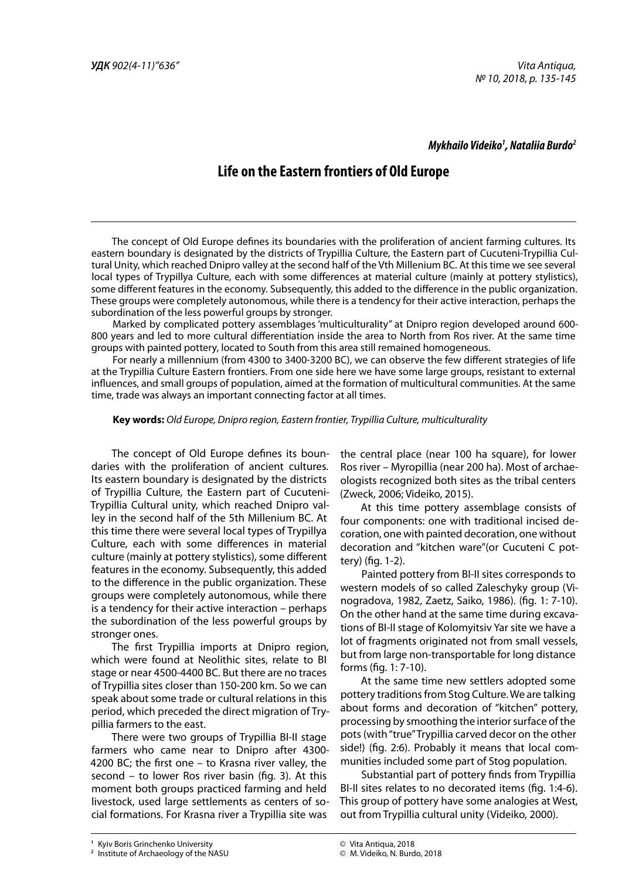*УДК 902(4-11)"636"*

***Mykhailo Videiko[1], Nataliia Burdo[2]***

# Life on the Eastern frontiers of Old Europe

The concept of Old Europe defines its boundaries with the proliferation of ancient farming cultures. Its eastern boundary is designated by the districts of Trypillia Culture, the Eastern part of Cucuteni-Trypillia Cultural Unity, which reached Dnipro valley at the second half of the Vth Millenium BC. At this time we see several local types of Trypillya Culture, each with some differences at material culture (mainly at pottery stylistics), some different features in the economy. Subsequently, this added to the difference in the public organization. These groups were completely autonomous, while there is a tendency for their active interaction, perhaps the subordination of the less powerful groups by stronger.

Marked by complicated pottery assemblages 'multiculturality" at Dnipro region developed around 600-800 years and led to more cultural differentiation inside the area to North from Ros river. At the same time groups with painted pottery, located to South from this area still remained homogeneous.

For nearly a millennium (from 4300 to 3400-3200 BC), we can observe the few different strategies of life at the Trypillia Culture Eastern frontiers. From one side here we have some large groups, resistant to external influences, and small groups of population, aimed at the formation of multicultural communities. At the same time, trade was always an important connecting factor at all times.

**Key words:** *Old Europe, Dnipro region, Eastern frontier, Trypillia Culture, multiculturality*

The concept of Old Europe defines its boundaries with the proliferation of ancient cultures. Its eastern boundary is designated by the districts of Trypillia Culture, the Eastern part of Cucuteni-Trypillia Cultural unity, which reached Dnipro valley in the second half of the 5th Millenium BC. At this time there were several local types of Trypillya Culture, each with some differences in material culture (mainly at pottery stylistics), some different features in the economy. Subsequently, this added to the difference in the public organization. These groups were completely autonomous, while there is a tendency for their active interaction – perhaps the subordination of the less powerful groups by stronger ones.

The first Trypillia imports at Dnipro region, which were found at Neolithic sites, relate to BI stage or near 4500-4400 BC. But there are no traces of Trypillia sites closer than 150-200 km. So we can speak about some trade or cultural relations in this period, which preceded the direct migration of Trypillia farmers to the east.

There were two groups of Trypillia BI-II stage farmers who came near to Dnipro after 4300-4200 BC; the first one – to Krasna river valley, the second – to lower Ros river basin (fig. 3). At this moment both groups practiced farming and held livestock, used large settlements as centers of social formations. For Krasna river a Trypillia site was the central place (near 100 ha square), for lower Ros river – Myropillia (near 200 ha). Most of archaeologists recognized both sites as the tribal centers (Zweck, 2006; Videiko, 2015).

At this time pottery assemblage consists of four components: one with traditional incised decoration, one with painted decoration, one without decoration and "kitchen ware"(or Cucuteni C pottery) (fig. 1-2).

Painted pottery from BI-II sites corresponds to western models of so called Zaleschyky group (Vinogradova, 1982, Zaetz, Saiko, 1986). (fig. 1: 7-10). On the other hand at the same time during excavations of BI-II stage of Kolomyitsiv Yar site we have a lot of fragments originated not from small vessels, but from large non-transportable for long distance forms (fig. 1: 7-10).

At the same time new settlers adopted some pottery traditions from Stog Culture. We are talking about forms and decoration of "kitchen" pottery, processing by smoothing the interior surface of the pots (with "true" Trypillia carved decor on the other side!) (fig. 2:6). Probably it means that local communities included some part of Stog population.

Substantial part of pottery finds from Trypillia BI-II sites relates to no decorated items (fig. 1:4-6). This group of pottery have some analogies at West, out from Trypillia cultural unity (Videiko, 2000).

[1] Kyiv Boris Grinchenko University
[2] Institute of Archaeology of the NASU

© Vita Antiqua, 2018
© M. Videiko, N. Burdo, 2018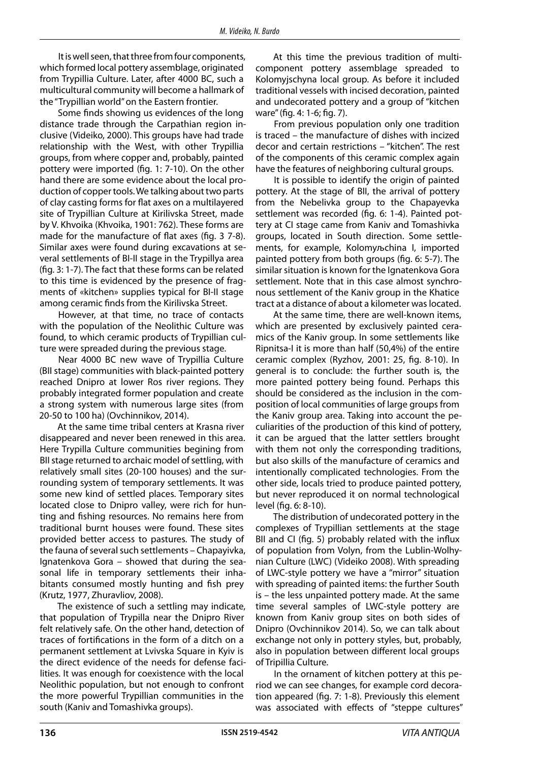It is well seen, that three from four components, which formed local pottery assemblage, originated from Trypillia Culture. Later, after 4000 BC, such a multicultural community will become a hallmark of the "Trypillian world" on the Eastern frontier.

Some finds showing us evidences of the long distance trade through the Carpathian region inclusive (Videiko, 2000). This groups have had trade relationship with the West, with other Trypillia groups, from where copper and, probably, painted pottery were imported (fig. 1: 7-10). On the other hand there are some evidence about the local production of copper tools. We talking about two parts of clay casting forms for flat axes on a multilayered site of Trypillian Culture at Kirilivska Street, made by V. Khvoika (Khvoika, 1901: 762). These forms are made for the manufacture of flat axes (fig. 3 7-8). Similar axes were found during excavations at several settlements of BI-II stage in the Trypillya area (fig. 3: 1-7). The fact that these forms can be related to this time is evidenced by the presence of fragments of «kitchen» supplies typical for BI-II stage among ceramic finds from the Kirilivska Street.

However, at that time, no trace of contacts with the population of the Neolithic Culture was found, to which ceramic products of Trypillian culture were spreaded during the previous stage.

Near 4000 BC new wave of Trypillia Culture (BII stage) communities with black-painted pottery reached Dnipro at lower Ros river regions. They probably integrated former population and create a strong system with numerous large sites (from 20-50 to 100 ha) (Ovchinnikov, 2014).

At the same time tribal centers at Krasna river disappeared and never been renewed in this area. Here Trypilla Culture communities begining from BII stage returned to archaic model of settling, with relatively small sites (20-100 houses) and the surrounding system of temporary settlements. It was some new kind of settled places. Temporary sites located close to Dnipro valley, were rich for hunting and fishing resources. No remains here from traditional burnt houses were found. These sites provided better access to pastures. The study of the fauna of several such settlements – Chapayivka, Ignatenkova Gora – showed that during the seasonal life in temporary settlements their inhabitants consumed mostly hunting and fish prey (Krutz, 1977, Zhuravliov, 2008).

The existence of such a settling may indicate, that population of Trypilla near the Dnipro River felt relatively safe. On the other hand, detection of traces of fortifications in the form of a ditch on a permanent settlement at Lvivska Square in Kyiv is the direct evidence of the needs for defense facilities. It was enough for coexistence with the local Neolithic population, but not enough to confront the more powerful Trypillian communities in the south (Kaniv and Tomashivka groups).

At this time the previous tradition of multicomponent pottery assemblage spreaded to Kolomyjschyna local group. As before it included traditional vessels with incised decoration, painted and undecorated pottery and a group of "kitchen ware" (fig. 4: 1-6; fig. 7).

From previous population only one tradition is traced – the manufacture of dishes with incized decor and certain restrictions – "kitchen". The rest of the components of this ceramic complex again have the features of neighboring cultural groups.

It is possible to identify the origin of painted pottery. At the stage of BII, the arrival of pottery from the Nebelivka group to the Chapayevka settlement was recorded (fig. 6: 1-4). Painted pottery at CI stage came from Kaniv and Tomashivka groups, located in South direction. Some settlements, for example, Kolomyљchina I, imported painted pottery from both groups (fig. 6: 5-7). The similar situation is known for the Ignatenkova Gora settlement. Note that in this case almost synchronous settlement of the Kaniv group in the Khatice tract at a distance of about a kilometer was located.

At the same time, there are well-known items, which are presented by exclusively painted ceramics of the Kaniv group. In some settlements like Ripnitsa-I it is more than half (50,4%) of the entire ceramic complex (Ryzhov, 2001: 25, fig. 8-10). In general is to conclude: the further south is, the more painted pottery being found. Perhaps this should be considered as the inclusion in the composition of local communities of large groups from the Kaniv group area. Taking into account the peculiarities of the production of this kind of pottery, it can be argued that the latter settlers brought with them not only the corresponding traditions, but also skills of the manufacture of ceramics and intentionally complicated technologies. From the other side, locals tried to produce painted pottery, but never reproduced it on normal technological level (fig. 6: 8-10).

The distribution of undecorated pottery in the complexes of Trypillian settlements at the stage BII and CI (fig. 5) probably related with the influx of population from Volyn, from the Lublin-Wolhynian Culture (LWC) (Videiko 2008). With spreading of LWC-style pottery we have a "mirror" situation with spreading of painted items: the further South is – the less unpainted pottery made. At the same time several samples of LWC-style pottery are known from Kaniv group sites on both sides of Dnipro (Ovchinnikov 2014). So, we can talk about exchange not only in pottery styles, but, probably, also in population between different local groups of Tripillia Culture.

In the ornament of kitchen pottery at this period we can see changes, for example cord decoration appeared (fig. 7: 1-8). Previously this element was associated with effects of "steppe cultures"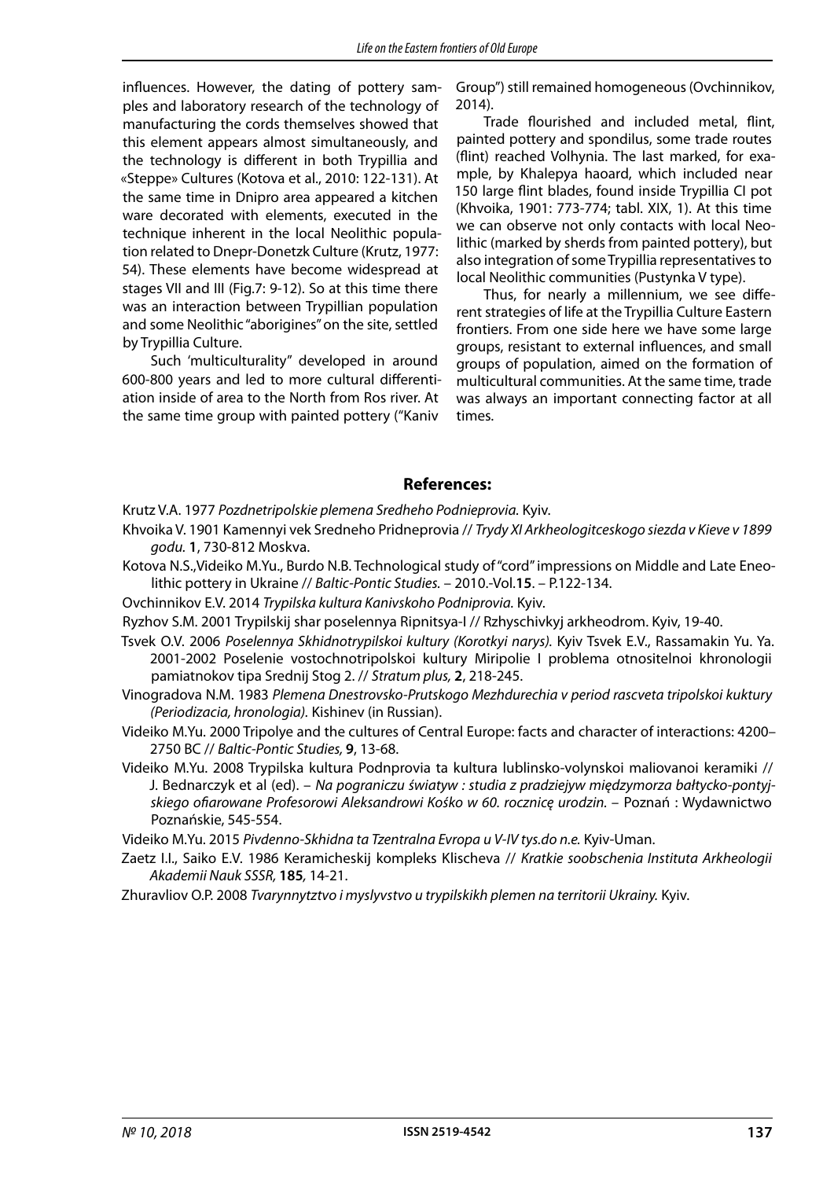influences. However, the dating of pottery samples and laboratory research of the technology of manufacturing the cords themselves showed that this element appears almost simultaneously, and the technology is different in both Trypillia and «Steppe» Cultures (Kotova et al., 2010: 122-131). At the same time in Dnipro area appeared a kitchen ware decorated with elements, executed in the technique inherent in the local Neolithic population related to Dnepr-Donetzk Culture (Krutz, 1977: 54). These elements have become widespread at stages VII and III (Fig.7: 9-12). So at this time there was an interaction between Trypillian population and some Neolithic "aborigines" on the site, settled by Trypillia Culture.

Such 'multiculturality" developed in around 600-800 years and led to more cultural differentiation inside of area to the North from Ros river. At the same time group with painted pottery ("Kaniv Group") still remained homogeneous (Ovchinnikov, 2014).

Trade flourished and included metal, flint, painted pottery and spondilus, some trade routes (flint) reached Volhynia. The last marked, for example, by Khalepya haoard, which included near 150 large flint blades, found inside Trypillia CI pot (Khvoika, 1901: 773-774; tabl. XIX, 1). At this time we can observe not only contacts with local Neolithic (marked by sherds from painted pottery), but also integration of some Trypillia representatives to local Neolithic communities (Pustynka V type).

Thus, for nearly a millennium, we see different strategies of life at the Trypillia Culture Eastern frontiers. From one side here we have some large groups, resistant to external influences, and small groups of population, aimed on the formation of multicultural communities. At the same time, trade was always an important connecting factor at all times.

## References:

Krutz V.A. 1977 *Pozdnetripolskie plemena Sredheho Podnieprovia.* Kyiv.

Khvoika V. 1901 Kamennyi vek Sredneho Pridneprovia // *Trydy XI Arkheologitceskogo siezda v Kieve v 1899 godu.* **1**, 730-812 Moskva.

Kotova N.S.,Videiko M.Yu., Burdo N.B. Technological study of "cord" impressions on Middle and Late Eneolithic pottery in Ukraine // *Baltic-Pontic Studies.* – 2010.-Vol.**15**. – P.122-134.

Ovchinnikov E.V. 2014 *Trypilska kultura Kanivskoho Podniprovia.* Kyiv.

Ryzhov S.M. 2001 Trypilskij shar poselennya Ripnitsya-I // Rzhyschivkyj arkheodrom. Kyiv, 19-40.

Tsvek O.V. 2006 *Poselennya Skhidnotrypilskoi kultury (Korotkyi narys).* Kyiv Tsvek E.V., Rassamakin Yu. Ya. 2001-2002 Poselenie vostochnotripolskoi kultury Miripolie I problema otnositelnoi khronologii pamiatnokov tipa Srednij Stog 2. // *Stratum plus,* **2**, 218-245.

Vinogradova N.M. 1983 *Plemena Dnestrovsko-Prutskogo Mezhdurechia v period rascveta tripolskoi kuktury (Periodizacia, hronologia).* Kishinev (in Russian).

Videiko M.Yu. 2000 Tripolye and the cultures of Central Europe: facts and character of interactions: 4200–2750 BC // *Baltic-Pontic Studies,* **9**, 13-68.

Videiko M.Yu. 2008 Trypilska kultura Podnprovia ta kultura lublinsko-volynskoi maliovanoi keramiki // J. Bednarczyk et al (ed). – *Na pograniczu światyw : studia z pradziejyw międzymorza bałtycko-pontyjskiego ofiarowane Profesorowi Aleksandrowi Kośko w 60. rocznicę urodzin.* – Poznań : Wydawnictwo Poznańskie, 545-554.

Videiko M.Yu. 2015 *Pivdenno-Skhidna ta Tzentralna Evropa u V-IV tys.do n.e.* Kyiv-Uman.

Zaetz I.I., Saiko E.V. 1986 Keramicheskij kompleks Klischeva // *Kratkie soobschenia Instituta Arkheologii Akademii Nauk SSSR,* **185**, 14-21.

Zhuravliov O.P. 2008 *Tvarynnytztvo i myslyvstvo u trypilskikh plemen na territorii Ukrainy.* Kyiv.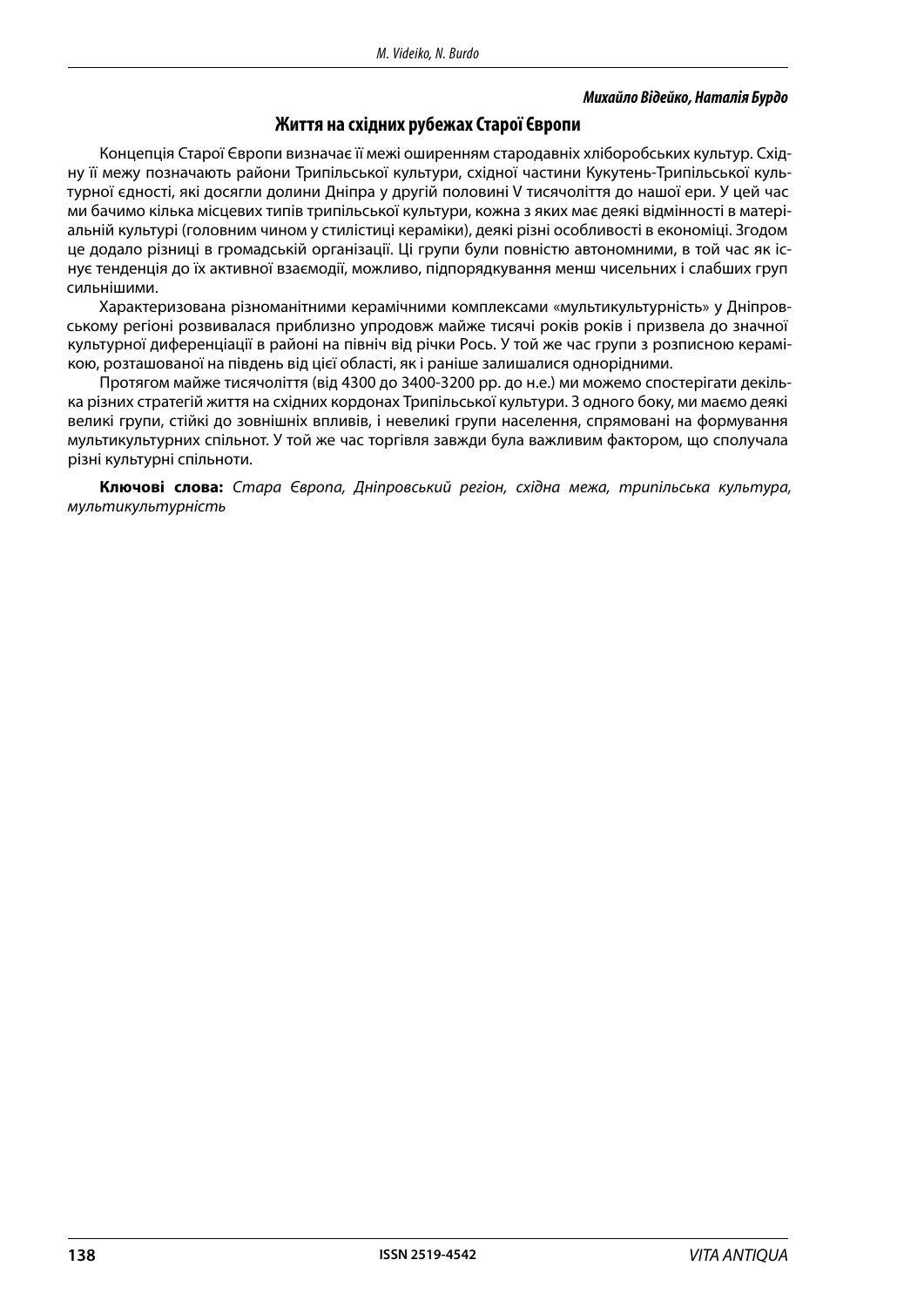***Михайло Відейко, Наталія Бурдо***

## Життя на східних рубежах Старої Європи

Концепція Старої Європи визначає її межі оширенням стародавніх хліборобських культур. Східну її межу позначають райони Трипільської культури, східної частини Кукутень-Трипільської культурної єдності, які досягли долини Дніпра у другій половині V тисячоліття до нашої ери. У цей час ми бачимо кілька місцевих типів трипільської культури, кожна з яких має деякі відмінності в матеріальній культурі (головним чином у стилістиці кераміки), деякі різні особливості в економіці. Згодом це додало різниці в громадській організації. Ці групи були повністю автономними, в той час як існує тенденція до їх активної взаємодії, можливо, підпорядкування менш чисельних і слабших груп сильнішими.

Характеризована різноманітними керамічними комплексами «мультикультурність» у Дніпровському регіоні розвивалася приблизно упродовж майже тисячі років років і призвела до значної культурної диференціації в районі на північ від річки Рось. У той же час групи з розписною керамікою, розташованої на південь від цієї області, як і раніше залишалися однорідними.

Протягом майже тисячоліття (від 4300 до 3400-3200 рр. до н.е.) ми можемо спостерігати декілька різних стратегій життя на східних кордонах Трипільської культури. З одного боку, ми маємо деякі великі групи, стійкі до зовнішніх впливів, і невеликі групи населення, спрямовані на формування мультикультурних спільнот. У той же час торгівля завжди була важливим фактором, що сполучала різні культурні спільноти.

**Ключові слова:** *Стара Європа, Дніпровський регіон, східна межа, трипільська культура, мультикультурність*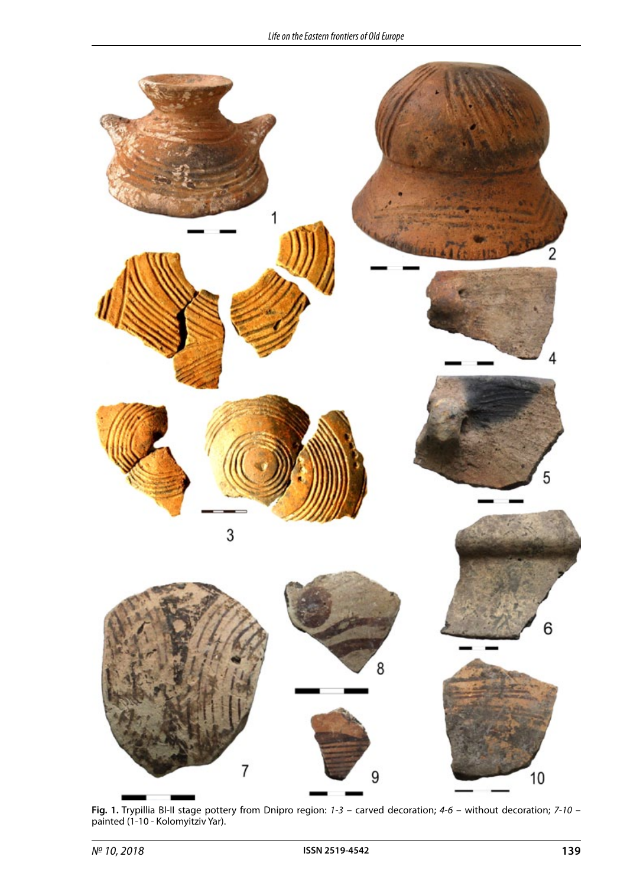**Fig. 1.** Trypillia BI-II stage pottery from Dnipro region: *1-3* – carved decoration; *4-6* – without decoration; *7-10* – painted (1-10 - Kolomyitziv Yar).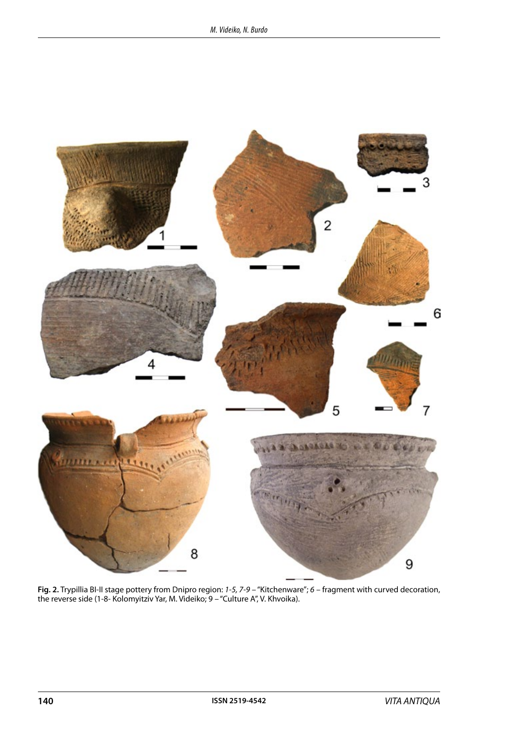**Fig. 2.** Trypillia BI-II stage pottery from Dnipro region: *1-5, 7-9* – "Kitchenware"; *6* – fragment with curved decoration, the reverse side (1-8- Kolomyitziv Yar, M. Videiko; 9 – "Culture A", V. Khvoika).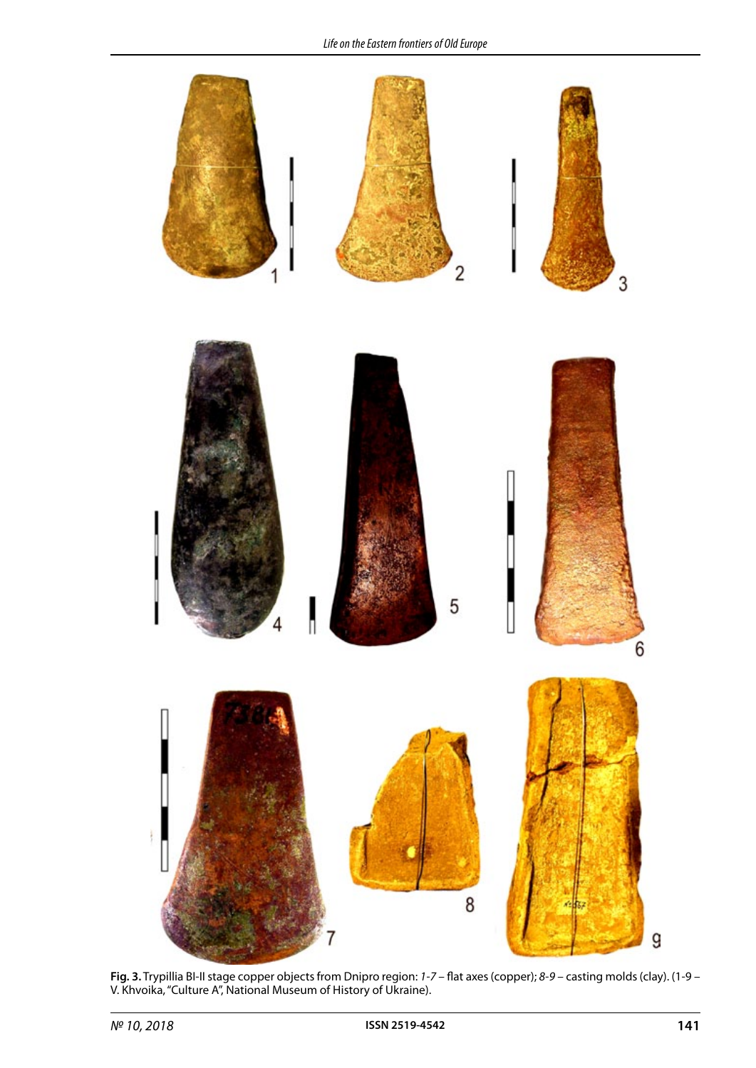**Fig. 3.** Trypillia BI-II stage copper objects from Dnipro region: *1-7* – flat axes (copper); *8-9* – casting molds (clay). (1-9 – V. Khvoika, "Culture A", National Museum of History of Ukraine).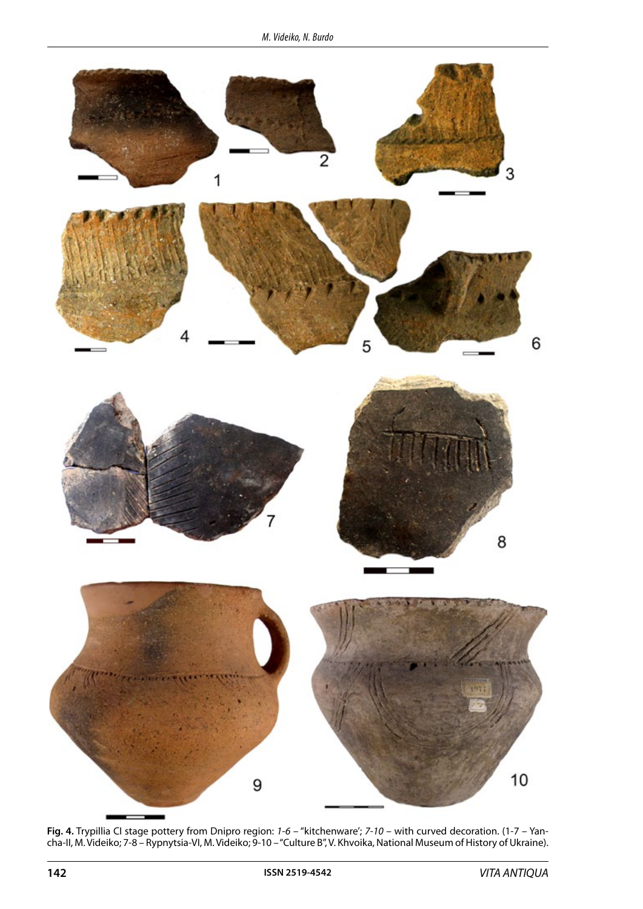**Fig. 4.** Trypillia CI stage pottery from Dnipro region: *1-6* – "kitchenware'; *7-10* – with curved decoration. (1-7 – Yancha-II, M. Videiko; 7-8 – Rypnytsia-VI, M. Videiko; 9-10 – "Culture B", V. Khvoika, National Museum of History of Ukraine).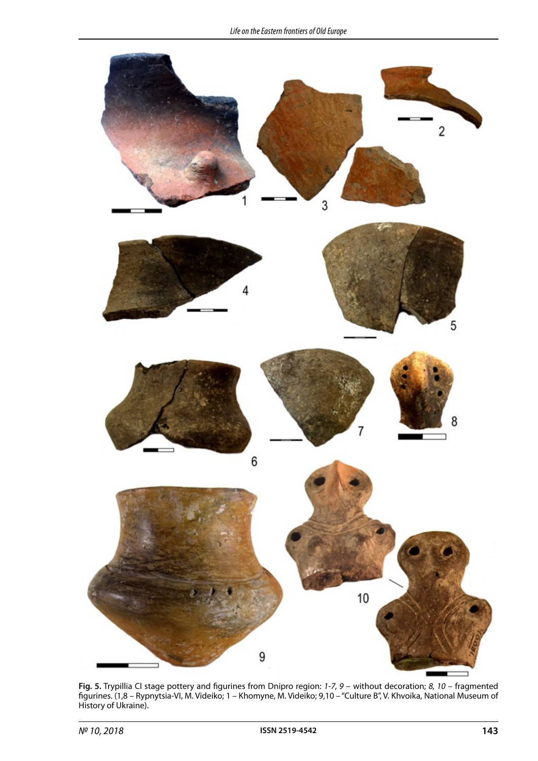**Fig. 5.** Trypillia CI stage pottery and figurines from Dnipro region: *1-7, 9* – without decoration; *8, 10* – fragmented figurines. (1,8 – Rypnytsia-VI, M. Videiko; 1 – Khomyne, M. Videiko; 9,10 – "Culture B", V. Khvoika, National Museum of History of Ukraine).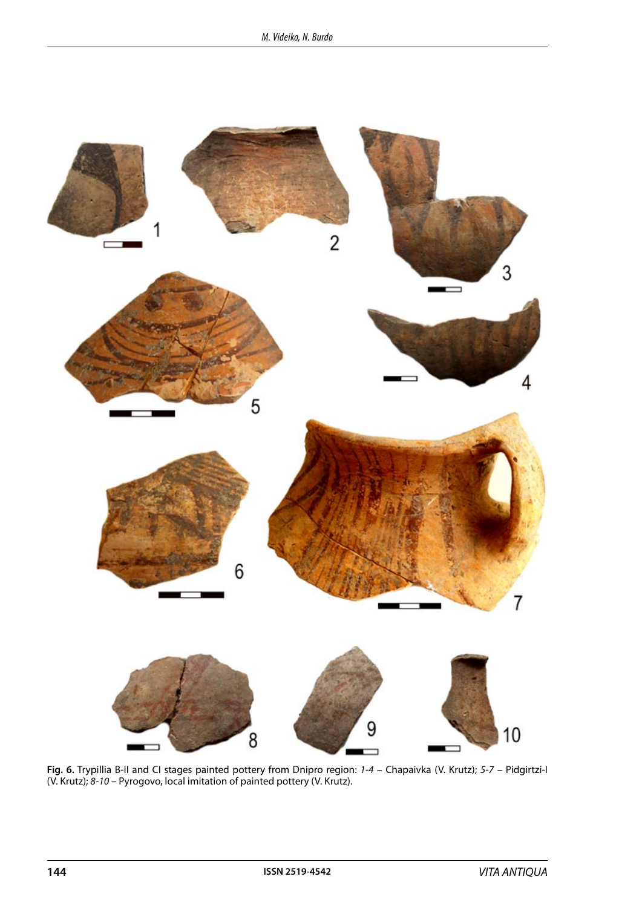**Fig. 6.** Trypillia B-II and CI stages painted pottery from Dnipro region: *1-4* – Chapaivka (V. Krutz); *5-7* – Pidgirtzi-I (V. Krutz); *8-10* – Pyrogovo, local imitation of painted pottery (V. Krutz).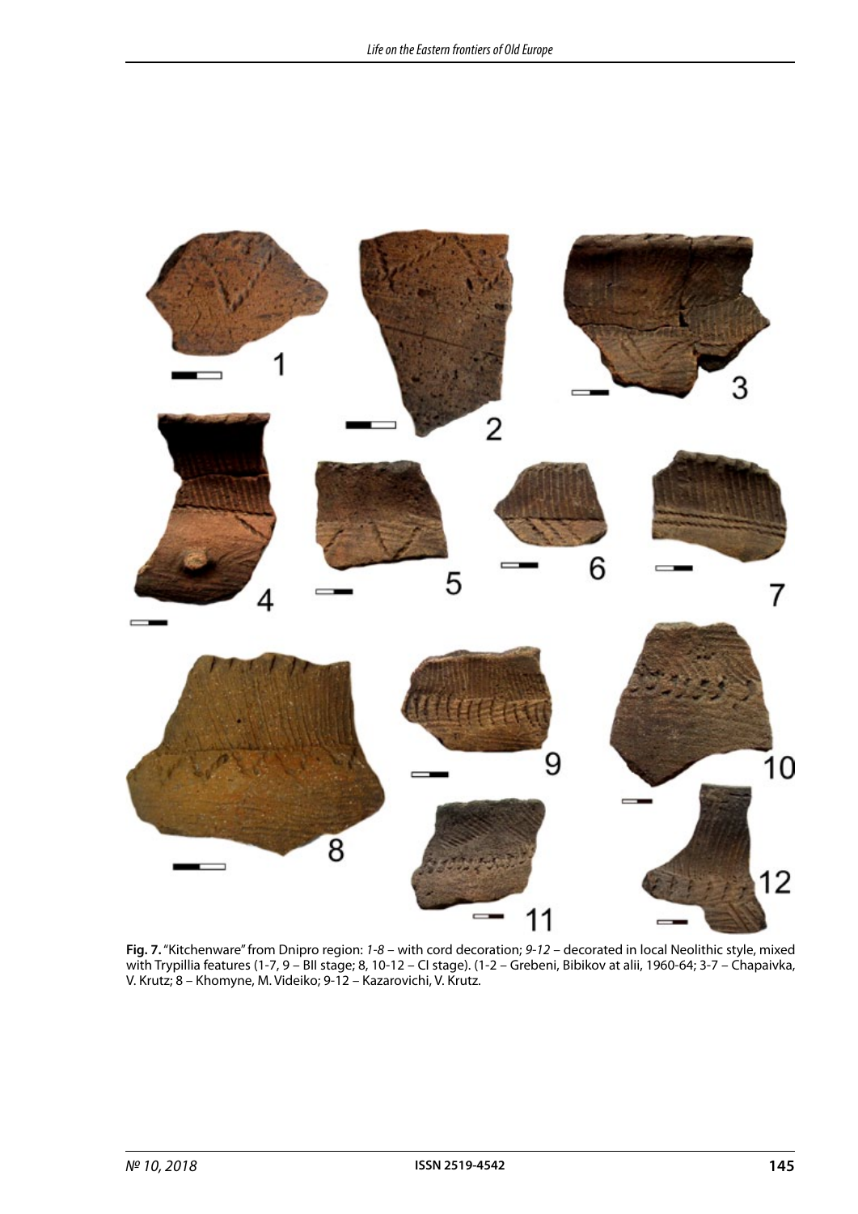**Fig. 7.** "Kitchenware" from Dnipro region: *1-8* – with cord decoration; *9-12* – decorated in local Neolithic style, mixed with Trypillia features (1-7, 9 – BII stage; 8, 10-12 – CI stage). (1-2 – Grebeni, Bibikov at alii, 1960-64; 3-7 – Chapaivka, V. Krutz; 8 – Khomyne, M. Videiko; 9-12 – Kazarovichi, V. Krutz.